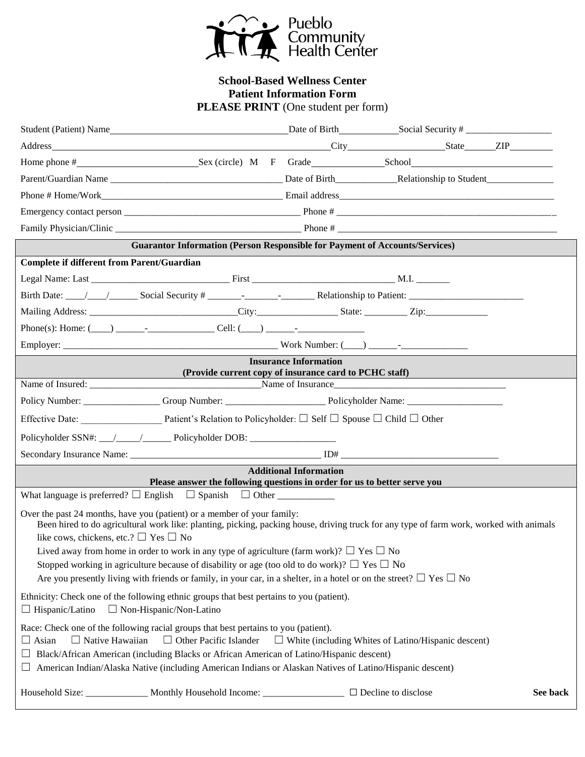Pueblo Community Health Center

# School-Based Wellness Center
## Patient Information Form
**PLEASE PRINT** (One student per form)

Student (Patient) Name\_\_\_\_\_\_\_\_\_\_\_\_\_\_\_\_\_\_\_\_\_\_\_\_\_\_\_\_\_\_\_\_\_\_\_\_\_\_ Date of Birth\_\_\_\_\_\_\_\_\_\_\_\_\_ Social Security # \_\_\_\_\_\_\_\_\_\_\_\_\_\_\_\_\_\_

Address\_\_\_\_\_\_\_\_\_\_\_\_\_\_\_\_\_\_\_\_\_\_\_\_\_\_\_\_\_\_\_\_\_\_\_\_\_\_\_\_\_\_\_\_\_\_\_\_\_\_\_\_\_\_\_\_\_\_\_\_ City\_\_\_\_\_\_\_\_\_\_\_\_\_\_\_\_\_\_\_\_\_ State\_\_\_\_\_\_ ZIP\_\_\_\_\_\_\_\_\_

Home phone #\_\_\_\_\_\_\_\_\_\_\_\_\_\_\_\_\_\_\_\_\_\_\_\_\_\_ Sex (circle) M F Grade\_\_\_\_\_\_\_\_\_\_\_\_\_\_\_\_ School\_\_\_\_\_\_\_\_\_\_\_\_\_\_\_\_\_\_\_\_\_\_\_\_\_\_\_\_\_\_\_\_

Parent/Guardian Name \_\_\_\_\_\_\_\_\_\_\_\_\_\_\_\_\_\_\_\_\_\_\_\_\_\_\_\_\_\_\_\_\_\_\_\_\_\_ Date of Birth\_\_\_\_\_\_\_\_\_\_\_\_\_ Relationship to Student\_\_\_\_\_\_\_\_\_\_\_\_\_\_

Phone # Home/Work\_\_\_\_\_\_\_\_\_\_\_\_\_\_\_\_\_\_\_\_\_\_\_\_\_\_\_\_\_\_\_\_\_\_\_\_\_\_\_\_ Email address\_\_\_\_\_\_\_\_\_\_\_\_\_\_\_\_\_\_\_\_\_\_\_\_\_\_\_\_\_\_\_\_\_\_\_\_\_\_\_\_\_\_\_\_\_\_\_\_

Emergency contact person \_\_\_\_\_\_\_\_\_\_\_\_\_\_\_\_\_\_\_\_\_\_\_\_\_\_\_\_\_\_\_\_\_\_\_\_\_\_ Phone # \_\_\_\_\_\_\_\_\_\_\_\_\_\_\_\_\_\_\_\_\_\_\_\_\_\_\_\_\_\_\_\_\_\_\_\_\_\_\_\_\_\_\_\_\_\_\_\_\_

Family Physician/Clinic \_\_\_\_\_\_\_\_\_\_\_\_\_\_\_\_\_\_\_\_\_\_\_\_\_\_\_\_\_\_\_\_\_\_\_\_\_\_\_\_ Phone # \_\_\_\_\_\_\_\_\_\_\_\_\_\_\_\_\_\_\_\_\_\_\_\_\_\_\_\_\_\_\_\_\_\_\_\_\_\_\_\_\_\_\_\_\_\_\_\_\_

### Guarantor Information (Person Responsible for Payment of Accounts/Services)

**Complete if different from Parent/Guardian**

Legal Name: Last \_\_\_\_\_\_\_\_\_\_\_\_\_\_\_\_\_\_\_\_\_\_\_\_\_\_\_\_\_\_ First \_\_\_\_\_\_\_\_\_\_\_\_\_\_\_\_\_\_\_\_\_\_\_\_\_\_\_\_\_\_\_ M.I. \_\_\_\_\_\_\_

Birth Date: \_\_\_\_/\_\_\_\_/\_\_\_\_\_\_ Social Security # \_\_\_\_\_\_\_-\_\_\_\_\_\_\_-\_\_\_\_\_\_\_ Relationship to Patient: \_\_\_\_\_\_\_\_\_\_\_\_\_\_\_\_\_\_\_\_\_\_\_\_\_

Mailing Address: \_\_\_\_\_\_\_\_\_\_\_\_\_\_\_\_\_\_\_\_\_\_\_\_\_\_\_\_\_\_\_\_ City:\_\_\_\_\_\_\_\_\_\_\_\_\_\_\_\_\_ State: \_\_\_\_\_\_\_\_\_ Zip:\_\_\_\_\_\_\_\_\_\_\_\_\_\_

Phone(s): Home: (\_\_\_\_) \_\_\_\_\_\_-\_\_\_\_\_\_\_\_\_\_\_\_\_\_ Cell: (\_\_\_\_) \_\_\_\_\_\_-\_\_\_\_\_\_\_\_\_\_\_\_\_\_

Employer: \_\_\_\_\_\_\_\_\_\_\_\_\_\_\_\_\_\_\_\_\_\_\_\_\_\_\_\_\_\_\_\_\_\_\_\_\_\_\_\_\_\_\_\_\_\_\_ Work Number: (\_\_\_\_) \_\_\_\_\_\_-\_\_\_\_\_\_\_\_\_\_\_\_\_\_

### Insurance Information
**(Provide current copy of insurance card to PCHC staff)**

Name of Insured: \_\_\_\_\_\_\_\_\_\_\_\_\_\_\_\_\_\_\_\_\_\_\_\_\_\_\_\_\_\_\_\_\_\_\_\_\_ Name of Insurance\_\_\_\_\_\_\_\_\_\_\_\_\_\_\_\_\_\_\_\_\_\_\_\_\_\_\_\_\_\_\_\_\_\_\_\_\_\_

Policy Number: \_\_\_\_\_\_\_\_\_\_\_\_\_\_\_\_ Group Number: \_\_\_\_\_\_\_\_\_\_\_\_\_\_\_\_\_\_\_\_\_ Policyholder Name: \_\_\_\_\_\_\_\_\_\_\_\_\_\_\_\_\_\_\_\_\_

Effective Date: \_\_\_\_\_\_\_\_\_\_\_\_\_\_\_\_\_ Patient's Relation to Policyholder: ☐ Self ☐ Spouse ☐ Child ☐ Other

Policyholder SSN#: \_\_\_/\_\_\_\_\_/\_\_\_\_\_\_ Policyholder DOB: \_\_\_\_\_\_\_\_\_\_\_\_\_\_\_\_\_\_

Secondary Insurance Name: \_\_\_\_\_\_\_\_\_\_\_\_\_\_\_\_\_\_\_\_\_\_\_\_\_\_\_\_\_\_\_\_\_\_\_\_\_\_\_\_\_ ID# \_\_\_\_\_\_\_\_\_\_\_\_\_\_\_\_\_\_\_\_\_\_\_\_\_\_\_\_\_\_\_\_\_\_

### Additional Information
**Please answer the following questions in order for us to better serve you**

What language is preferred? ☐ English ☐ Spanish ☐ Other \_\_\_\_\_\_\_\_\_\_\_\_

Over the past 24 months, have you (patient) or a member of your family:

- Been hired to do agricultural work like: planting, picking, packing house, driving truck for any type of farm work, worked with animals like cows, chickens, etc.? ☐ Yes ☐ No
- Lived away from home in order to work in any type of agriculture (farm work)? ☐ Yes ☐ No
- Stopped working in agriculture because of disability or age (too old to do work)? ☐ Yes ☐ No
- Are you presently living with friends or family, in your car, in a shelter, in a hotel or on the street? ☐ Yes ☐ No

Ethnicity: Check one of the following ethnic groups that best pertains to you (patient).
☐ Hispanic/Latino ☐ Non-Hispanic/Non-Latino

Race: Check one of the following racial groups that best pertains to you (patient).
☐ Asian ☐ Native Hawaiian ☐ Other Pacific Islander ☐ White (including Whites of Latino/Hispanic descent)
☐ Black/African American (including Blacks or African American of Latino/Hispanic descent)
☐ American Indian/Alaska Native (including American Indians or Alaskan Natives of Latino/Hispanic descent)

Household Size: \_\_\_\_\_\_\_\_\_\_\_\_\_\_ Monthly Household Income: \_\_\_\_\_\_\_\_\_\_\_\_\_\_\_\_\_\_ ☐ Decline to disclose

**See back**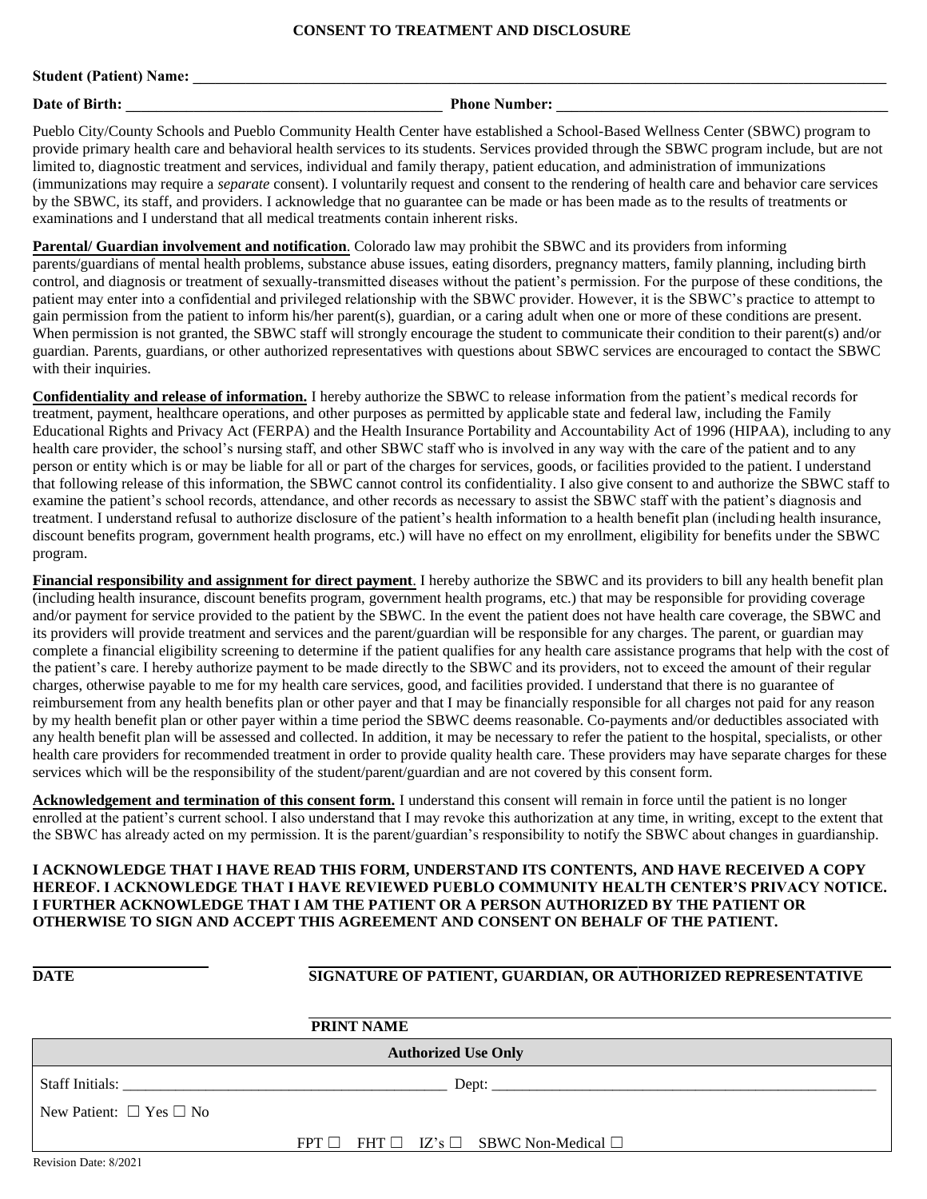# CONSENT TO TREATMENT AND DISCLOSURE

**Student (Patient) Name:** ________________________________________________________________

**Date of Birth:** ______________________________ **Phone Number:** ______________________________

Pueblo City/County Schools and Pueblo Community Health Center have established a School-Based Wellness Center (SBWC) program to provide primary health care and behavioral health services to its students. Services provided through the SBWC program include, but are not limited to, diagnostic treatment and services, individual and family therapy, patient education, and administration of immunizations (immunizations may require a *separate* consent). I voluntarily request and consent to the rendering of health care and behavior care services by the SBWC, its staff, and providers. I acknowledge that no guarantee can be made or has been made as to the results of treatments or examinations and I understand that all medical treatments contain inherent risks.

**Parental/ Guardian involvement and notification**. Colorado law may prohibit the SBWC and its providers from informing parents/guardians of mental health problems, substance abuse issues, eating disorders, pregnancy matters, family planning, including birth control, and diagnosis or treatment of sexually-transmitted diseases without the patient's permission. For the purpose of these conditions, the patient may enter into a confidential and privileged relationship with the SBWC provider. However, it is the SBWC's practice to attempt to gain permission from the patient to inform his/her parent(s), guardian, or a caring adult when one or more of these conditions are present. When permission is not granted, the SBWC staff will strongly encourage the student to communicate their condition to their parent(s) and/or guardian. Parents, guardians, or other authorized representatives with questions about SBWC services are encouraged to contact the SBWC with their inquiries.

**Confidentiality and release of information.** I hereby authorize the SBWC to release information from the patient's medical records for treatment, payment, healthcare operations, and other purposes as permitted by applicable state and federal law, including the Family Educational Rights and Privacy Act (FERPA) and the Health Insurance Portability and Accountability Act of 1996 (HIPAA), including to any health care provider, the school's nursing staff, and other SBWC staff who is involved in any way with the care of the patient and to any person or entity which is or may be liable for all or part of the charges for services, goods, or facilities provided to the patient. I understand that following release of this information, the SBWC cannot control its confidentiality. I also give consent to and authorize the SBWC staff to examine the patient's school records, attendance, and other records as necessary to assist the SBWC staff with the patient's diagnosis and treatment. I understand refusal to authorize disclosure of the patient's health information to a health benefit plan (including health insurance, discount benefits program, government health programs, etc.) will have no effect on my enrollment, eligibility for benefits under the SBWC program.

**Financial responsibility and assignment for direct payment**. I hereby authorize the SBWC and its providers to bill any health benefit plan (including health insurance, discount benefits program, government health programs, etc.) that may be responsible for providing coverage and/or payment for service provided to the patient by the SBWC. In the event the patient does not have health care coverage, the SBWC and its providers will provide treatment and services and the parent/guardian will be responsible for any charges. The parent, or guardian may complete a financial eligibility screening to determine if the patient qualifies for any health care assistance programs that help with the cost of the patient's care. I hereby authorize payment to be made directly to the SBWC and its providers, not to exceed the amount of their regular charges, otherwise payable to me for my health care services, good, and facilities provided. I understand that there is no guarantee of reimbursement from any health benefits plan or other payer and that I may be financially responsible for all charges not paid for any reason by my health benefit plan or other payer within a time period the SBWC deems reasonable. Co-payments and/or deductibles associated with any health benefit plan will be assessed and collected. In addition, it may be necessary to refer the patient to the hospital, specialists, or other health care providers for recommended treatment in order to provide quality health care. These providers may have separate charges for these services which will be the responsibility of the student/parent/guardian and are not covered by this consent form.

**Acknowledgement and termination of this consent form.** I understand this consent will remain in force until the patient is no longer enrolled at the patient's current school. I also understand that I may revoke this authorization at any time, in writing, except to the extent that the SBWC has already acted on my permission. It is the parent/guardian's responsibility to notify the SBWC about changes in guardianship.

**I ACKNOWLEDGE THAT I HAVE READ THIS FORM, UNDERSTAND ITS CONTENTS, AND HAVE RECEIVED A COPY HEREOF. I ACKNOWLEDGE THAT I HAVE REVIEWED PUEBLO COMMUNITY HEALTH CENTER'S PRIVACY NOTICE. I FURTHER ACKNOWLEDGE THAT I AM THE PATIENT OR A PERSON AUTHORIZED BY THE PATIENT OR OTHERWISE TO SIGN AND ACCEPT THIS AGREEMENT AND CONSENT ON BEHALF OF THE PATIENT.**

____________________ ________________________________________

**DATE** **SIGNATURE OF PATIENT, GUARDIAN, OR AUTHORIZED REPRESENTATIVE**

________________________________________

**PRINT NAME**

| **Authorized Use Only** | |
|---|---|
| Staff Initials: ______________________ | Dept: ______________________ |
| New Patient: ☐ Yes ☐ No | |
| FPT ☐ FHT ☐ IZ's ☐ SBWC Non-Medical ☐ | |

Revision Date: 8/2021